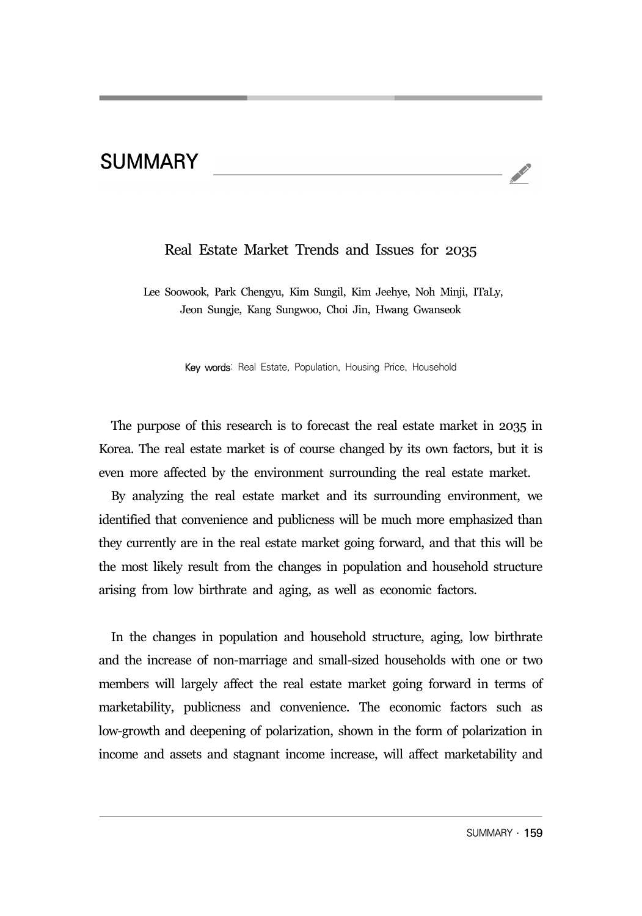# SUMMARY

## Real Estate Market Trends and Issues for 2035

Lee Soowook, Park Chengyu, Kim Sungil, Kim Jeehye, Noh Minji, ITaLy, Jeon Sungje, Kang Sungwoo, Choi Jin, Hwang Gwanseok

**Key words**: Real Estate, Population, Housing Price, Household

The purpose of this research is to forecast the real estate market in 2035 in Korea. The real estate market is of course changed by its own factors, but it is even more affected by the environment surrounding the real estate market.

By analyzing the real estate market and its surrounding environment, we identified that convenience and publicness will be much more emphasized than they currently are in the real estate market going forward, and that this will be the most likely result from the changes in population and household structure arising from low birthrate and aging, as well as economic factors.

In the changes in population and household structure, aging, low birthrate and the increase of non-marriage and small-sized households with one or two members will largely affect the real estate market going forward in terms of marketability, publicness and convenience. The economic factors such as low-growth and deepening of polarization, shown in the form of polarization in income and assets and stagnant income increase, will affect marketability and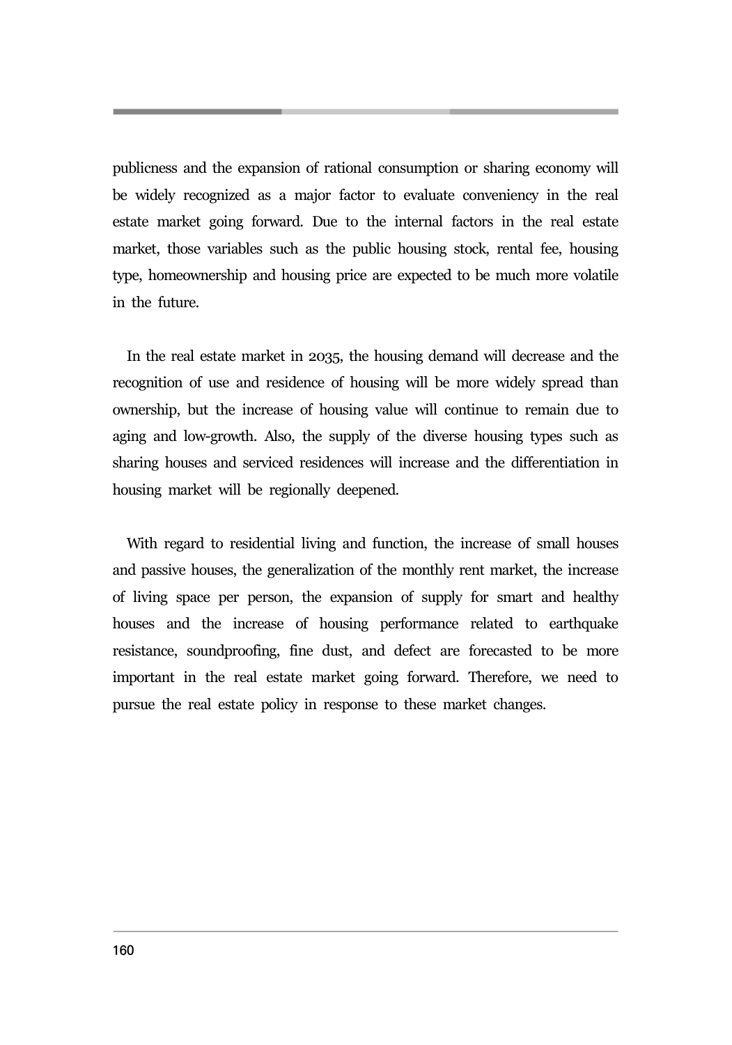publicness and the expansion of rational consumption or sharing economy will be widely recognized as a major factor to evaluate conveniency in the real estate market going forward. Due to the internal factors in the real estate market, those variables such as the public housing stock, rental fee, housing type, homeownership and housing price are expected to be much more volatile in the future.

In the real estate market in 2035, the housing demand will decrease and the recognition of use and residence of housing will be more widely spread than ownership, but the increase of housing value will continue to remain due to aging and low-growth. Also, the supply of the diverse housing types such as sharing houses and serviced residences will increase and the differentiation in housing market will be regionally deepened.

With regard to residential living and function, the increase of small houses and passive houses, the generalization of the monthly rent market, the increase of living space per person, the expansion of supply for smart and healthy houses and the increase of housing performance related to earthquake resistance, soundproofing, fine dust, and defect are forecasted to be more important in the real estate market going forward. Therefore, we need to pursue the real estate policy in response to these market changes.